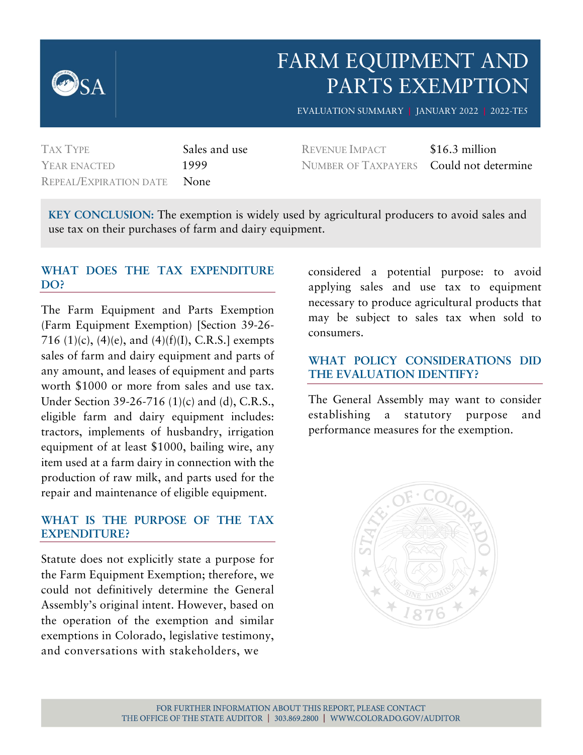# FARM EQUIPMENT AND PARTS EXEMPTION

EVALUATION SUMMARY | JANUARY 2022 | 2022-TE5

| | | | |
|---|---|---|---|
| TAX TYPE | Sales and use | REVENUE IMPACT | $16.3 million |
| YEAR ENACTED | 1999 | NUMBER OF TAXPAYERS | Could not determine |
| REPEAL/EXPIRATION DATE | None | | |

**KEY CONCLUSION:** The exemption is widely used by agricultural producers to avoid sales and use tax on their purchases of farm and dairy equipment.

## WHAT DOES THE TAX EXPENDITURE DO?

The Farm Equipment and Parts Exemption (Farm Equipment Exemption) [Section 39-26-716 (1)(c), (4)(e), and (4)(f)(I), C.R.S.] exempts sales of farm and dairy equipment and parts of any amount, and leases of equipment and parts worth $1000 or more from sales and use tax. Under Section 39-26-716 (1)(c) and (d), C.R.S., eligible farm and dairy equipment includes: tractors, implements of husbandry, irrigation equipment of at least $1000, bailing wire, any item used at a farm dairy in connection with the production of raw milk, and parts used for the repair and maintenance of eligible equipment.

## WHAT IS THE PURPOSE OF THE TAX EXPENDITURE?

Statute does not explicitly state a purpose for the Farm Equipment Exemption; therefore, we could not definitively determine the General Assembly's original intent. However, based on the operation of the exemption and similar exemptions in Colorado, legislative testimony, and conversations with stakeholders, we considered a potential purpose: to avoid applying sales and use tax to equipment necessary to produce agricultural products that may be subject to sales tax when sold to consumers.

## WHAT POLICY CONSIDERATIONS DID THE EVALUATION IDENTIFY?

The General Assembly may want to consider establishing a statutory purpose and performance measures for the exemption.

FOR FURTHER INFORMATION ABOUT THIS REPORT, PLEASE CONTACT THE OFFICE OF THE STATE AUDITOR | 303.869.2800 | WWW.COLORADO.GOV/AUDITOR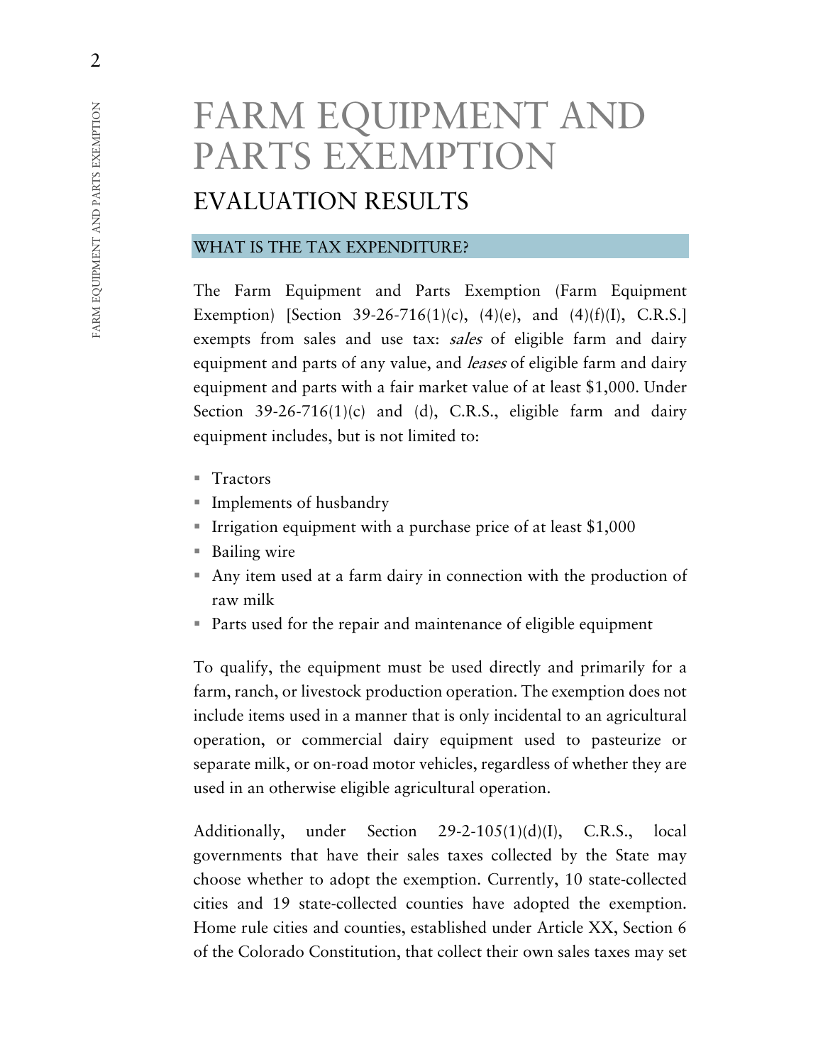# FARM EQUIPMENT AND PARTS EXEMPTION

## EVALUATION RESULTS

### WHAT IS THE TAX EXPENDITURE?

The Farm Equipment and Parts Exemption (Farm Equipment Exemption) [Section 39-26-716(1)(c), (4)(e), and (4)(f)(I), C.R.S.] exempts from sales and use tax: *sales* of eligible farm and dairy equipment and parts of any value, and *leases* of eligible farm and dairy equipment and parts with a fair market value of at least $1,000. Under Section 39-26-716(1)(c) and (d), C.R.S., eligible farm and dairy equipment includes, but is not limited to:

- Tractors
- Implements of husbandry
- Irrigation equipment with a purchase price of at least $1,000
- Bailing wire
- Any item used at a farm dairy in connection with the production of raw milk
- Parts used for the repair and maintenance of eligible equipment

To qualify, the equipment must be used directly and primarily for a farm, ranch, or livestock production operation. The exemption does not include items used in a manner that is only incidental to an agricultural operation, or commercial dairy equipment used to pasteurize or separate milk, or on-road motor vehicles, regardless of whether they are used in an otherwise eligible agricultural operation.

Additionally, under Section 29-2-105(1)(d)(I), C.R.S., local governments that have their sales taxes collected by the State may choose whether to adopt the exemption. Currently, 10 state-collected cities and 19 state-collected counties have adopted the exemption. Home rule cities and counties, established under Article XX, Section 6 of the Colorado Constitution, that collect their own sales taxes may set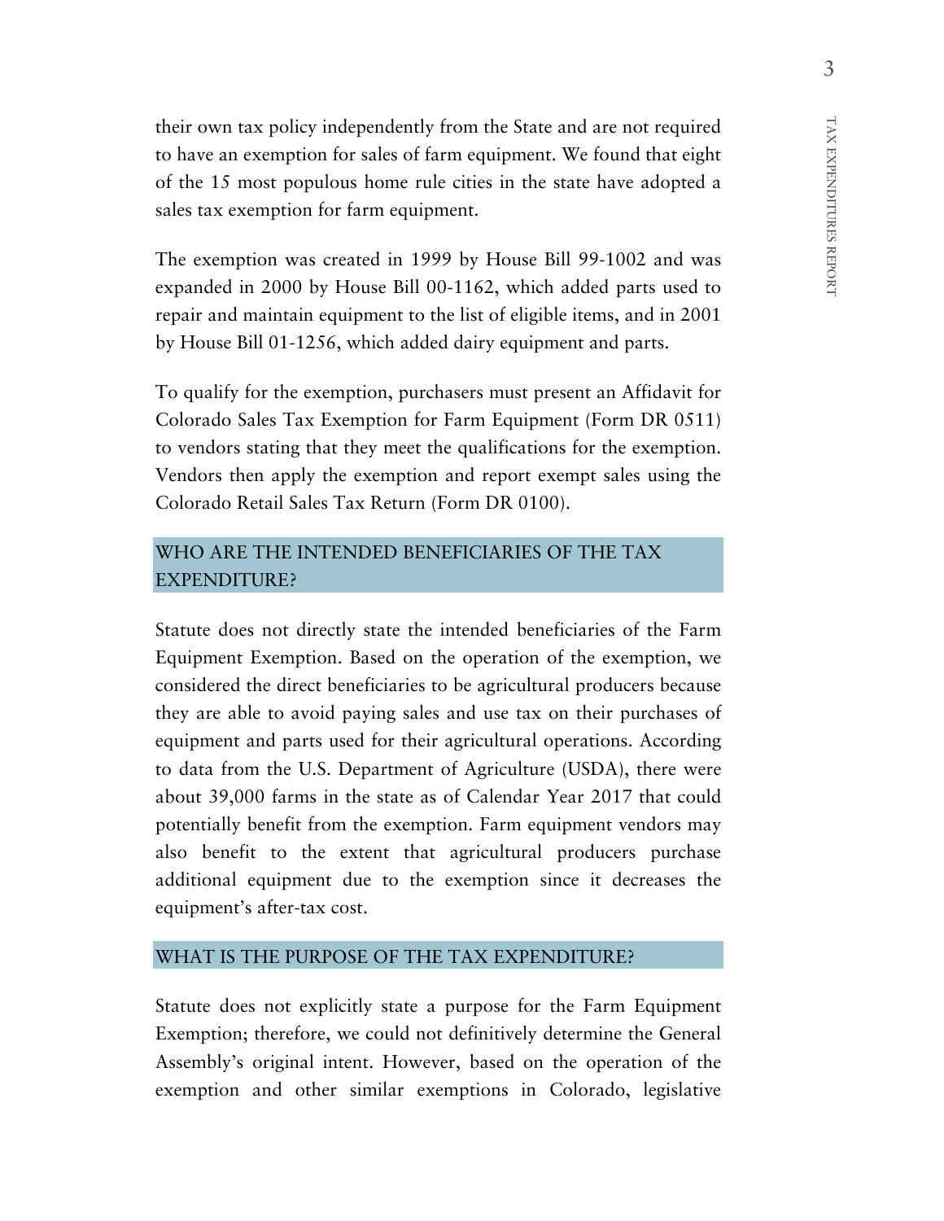their own tax policy independently from the State and are not required to have an exemption for sales of farm equipment. We found that eight of the 15 most populous home rule cities in the state have adopted a sales tax exemption for farm equipment.

The exemption was created in 1999 by House Bill 99-1002 and was expanded in 2000 by House Bill 00-1162, which added parts used to repair and maintain equipment to the list of eligible items, and in 2001 by House Bill 01-1256, which added dairy equipment and parts.

To qualify for the exemption, purchasers must present an Affidavit for Colorado Sales Tax Exemption for Farm Equipment (Form DR 0511) to vendors stating that they meet the qualifications for the exemption. Vendors then apply the exemption and report exempt sales using the Colorado Retail Sales Tax Return (Form DR 0100).

## WHO ARE THE INTENDED BENEFICIARIES OF THE TAX EXPENDITURE?

Statute does not directly state the intended beneficiaries of the Farm Equipment Exemption. Based on the operation of the exemption, we considered the direct beneficiaries to be agricultural producers because they are able to avoid paying sales and use tax on their purchases of equipment and parts used for their agricultural operations. According to data from the U.S. Department of Agriculture (USDA), there were about 39,000 farms in the state as of Calendar Year 2017 that could potentially benefit from the exemption. Farm equipment vendors may also benefit to the extent that agricultural producers purchase additional equipment due to the exemption since it decreases the equipment's after-tax cost.

## WHAT IS THE PURPOSE OF THE TAX EXPENDITURE?

Statute does not explicitly state a purpose for the Farm Equipment Exemption; therefore, we could not definitively determine the General Assembly's original intent. However, based on the operation of the exemption and other similar exemptions in Colorado, legislative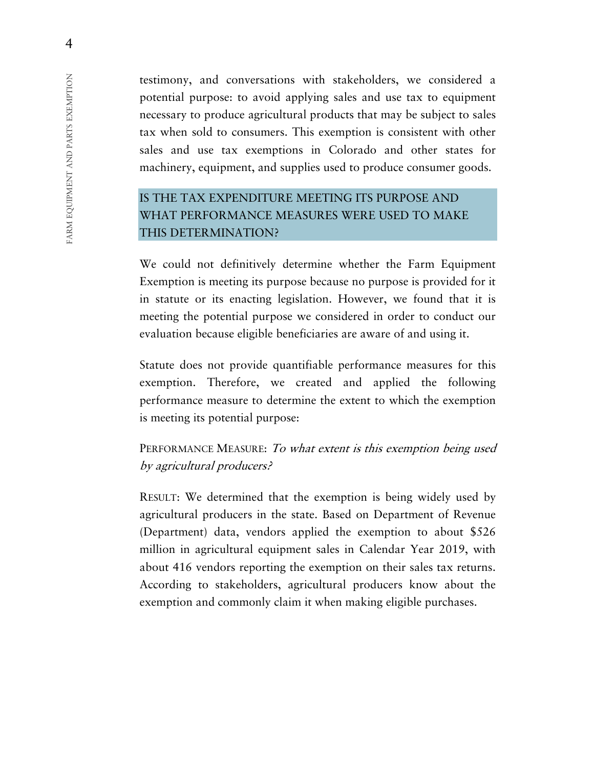testimony, and conversations with stakeholders, we considered a potential purpose: to avoid applying sales and use tax to equipment necessary to produce agricultural products that may be subject to sales tax when sold to consumers. This exemption is consistent with other sales and use tax exemptions in Colorado and other states for machinery, equipment, and supplies used to produce consumer goods.

## IS THE TAX EXPENDITURE MEETING ITS PURPOSE AND WHAT PERFORMANCE MEASURES WERE USED TO MAKE THIS DETERMINATION?

We could not definitively determine whether the Farm Equipment Exemption is meeting its purpose because no purpose is provided for it in statute or its enacting legislation. However, we found that it is meeting the potential purpose we considered in order to conduct our evaluation because eligible beneficiaries are aware of and using it.

Statute does not provide quantifiable performance measures for this exemption. Therefore, we created and applied the following performance measure to determine the extent to which the exemption is meeting its potential purpose:

PERFORMANCE MEASURE: *To what extent is this exemption being used by agricultural producers?*

RESULT: We determined that the exemption is being widely used by agricultural producers in the state. Based on Department of Revenue (Department) data, vendors applied the exemption to about $526 million in agricultural equipment sales in Calendar Year 2019, with about 416 vendors reporting the exemption on their sales tax returns. According to stakeholders, agricultural producers know about the exemption and commonly claim it when making eligible purchases.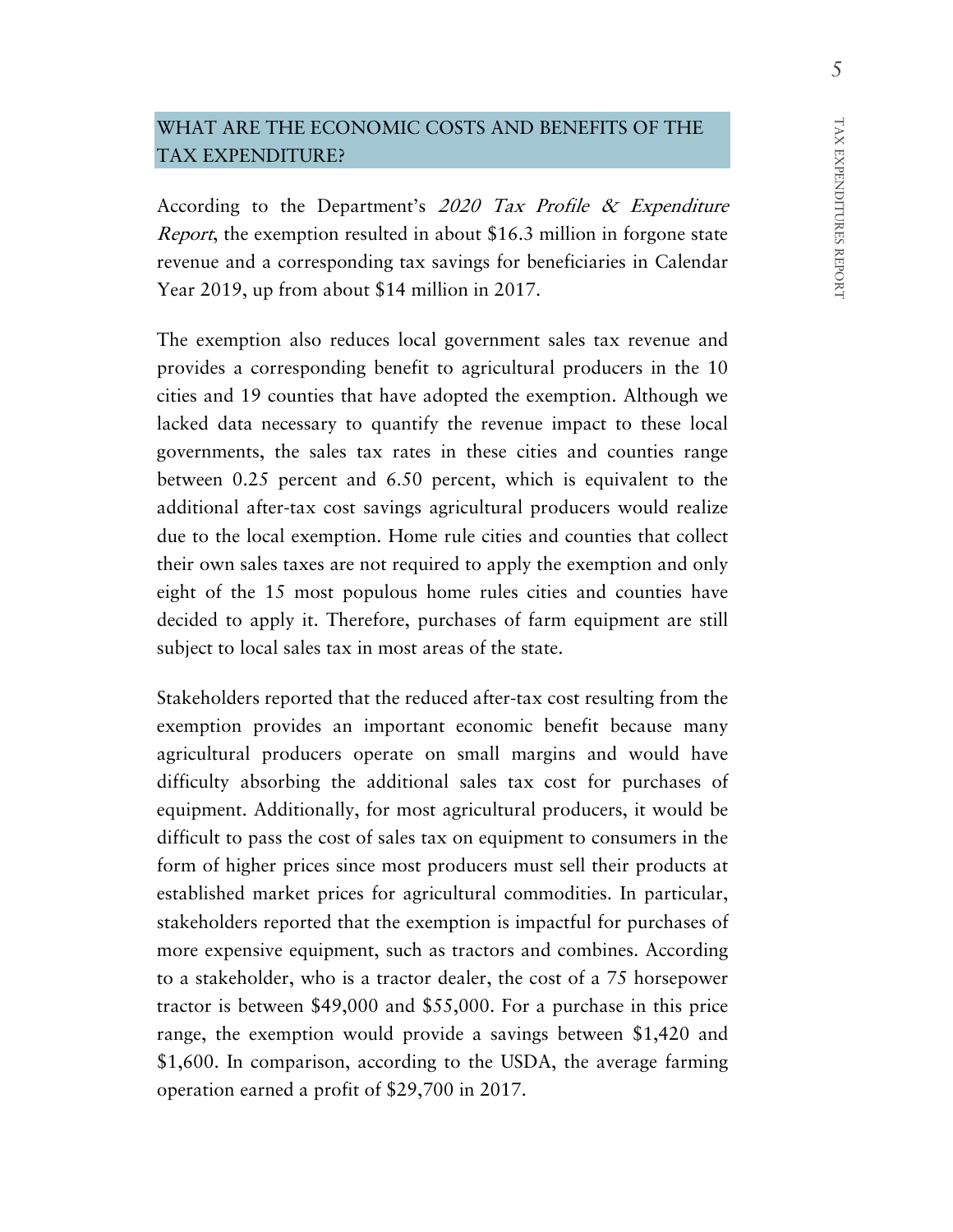## WHAT ARE THE ECONOMIC COSTS AND BENEFITS OF THE TAX EXPENDITURE?

According to the Department's *2020 Tax Profile & Expenditure Report*, the exemption resulted in about $16.3 million in forgone state revenue and a corresponding tax savings for beneficiaries in Calendar Year 2019, up from about $14 million in 2017.

The exemption also reduces local government sales tax revenue and provides a corresponding benefit to agricultural producers in the 10 cities and 19 counties that have adopted the exemption. Although we lacked data necessary to quantify the revenue impact to these local governments, the sales tax rates in these cities and counties range between 0.25 percent and 6.50 percent, which is equivalent to the additional after-tax cost savings agricultural producers would realize due to the local exemption. Home rule cities and counties that collect their own sales taxes are not required to apply the exemption and only eight of the 15 most populous home rules cities and counties have decided to apply it. Therefore, purchases of farm equipment are still subject to local sales tax in most areas of the state.

Stakeholders reported that the reduced after-tax cost resulting from the exemption provides an important economic benefit because many agricultural producers operate on small margins and would have difficulty absorbing the additional sales tax cost for purchases of equipment. Additionally, for most agricultural producers, it would be difficult to pass the cost of sales tax on equipment to consumers in the form of higher prices since most producers must sell their products at established market prices for agricultural commodities. In particular, stakeholders reported that the exemption is impactful for purchases of more expensive equipment, such as tractors and combines. According to a stakeholder, who is a tractor dealer, the cost of a 75 horsepower tractor is between $49,000 and $55,000. For a purchase in this price range, the exemption would provide a savings between $1,420 and $1,600. In comparison, according to the USDA, the average farming operation earned a profit of $29,700 in 2017.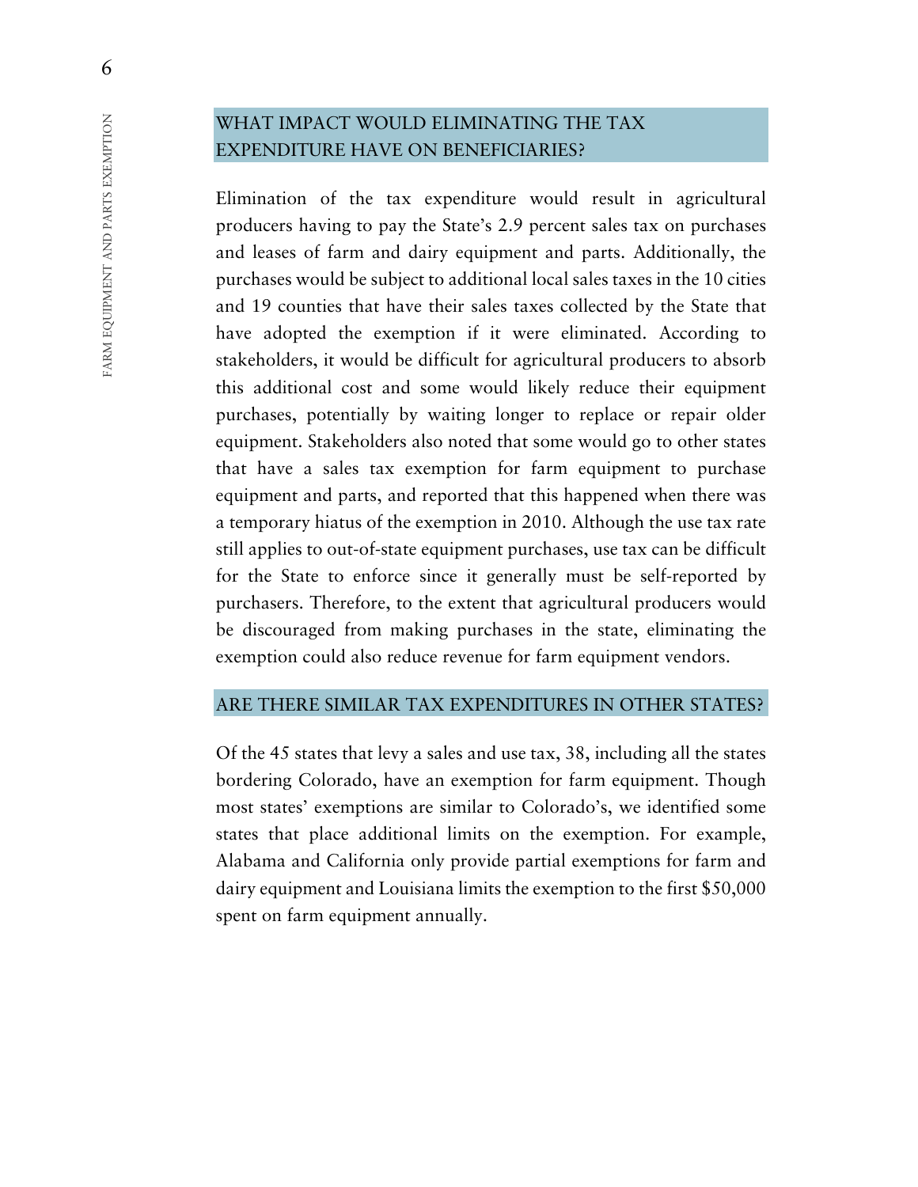## WHAT IMPACT WOULD ELIMINATING THE TAX EXPENDITURE HAVE ON BENEFICIARIES?

Elimination of the tax expenditure would result in agricultural producers having to pay the State's 2.9 percent sales tax on purchases and leases of farm and dairy equipment and parts. Additionally, the purchases would be subject to additional local sales taxes in the 10 cities and 19 counties that have their sales taxes collected by the State that have adopted the exemption if it were eliminated. According to stakeholders, it would be difficult for agricultural producers to absorb this additional cost and some would likely reduce their equipment purchases, potentially by waiting longer to replace or repair older equipment. Stakeholders also noted that some would go to other states that have a sales tax exemption for farm equipment to purchase equipment and parts, and reported that this happened when there was a temporary hiatus of the exemption in 2010. Although the use tax rate still applies to out-of-state equipment purchases, use tax can be difficult for the State to enforce since it generally must be self-reported by purchasers. Therefore, to the extent that agricultural producers would be discouraged from making purchases in the state, eliminating the exemption could also reduce revenue for farm equipment vendors.

## ARE THERE SIMILAR TAX EXPENDITURES IN OTHER STATES?

Of the 45 states that levy a sales and use tax, 38, including all the states bordering Colorado, have an exemption for farm equipment. Though most states' exemptions are similar to Colorado's, we identified some states that place additional limits on the exemption. For example, Alabama and California only provide partial exemptions for farm and dairy equipment and Louisiana limits the exemption to the first $50,000 spent on farm equipment annually.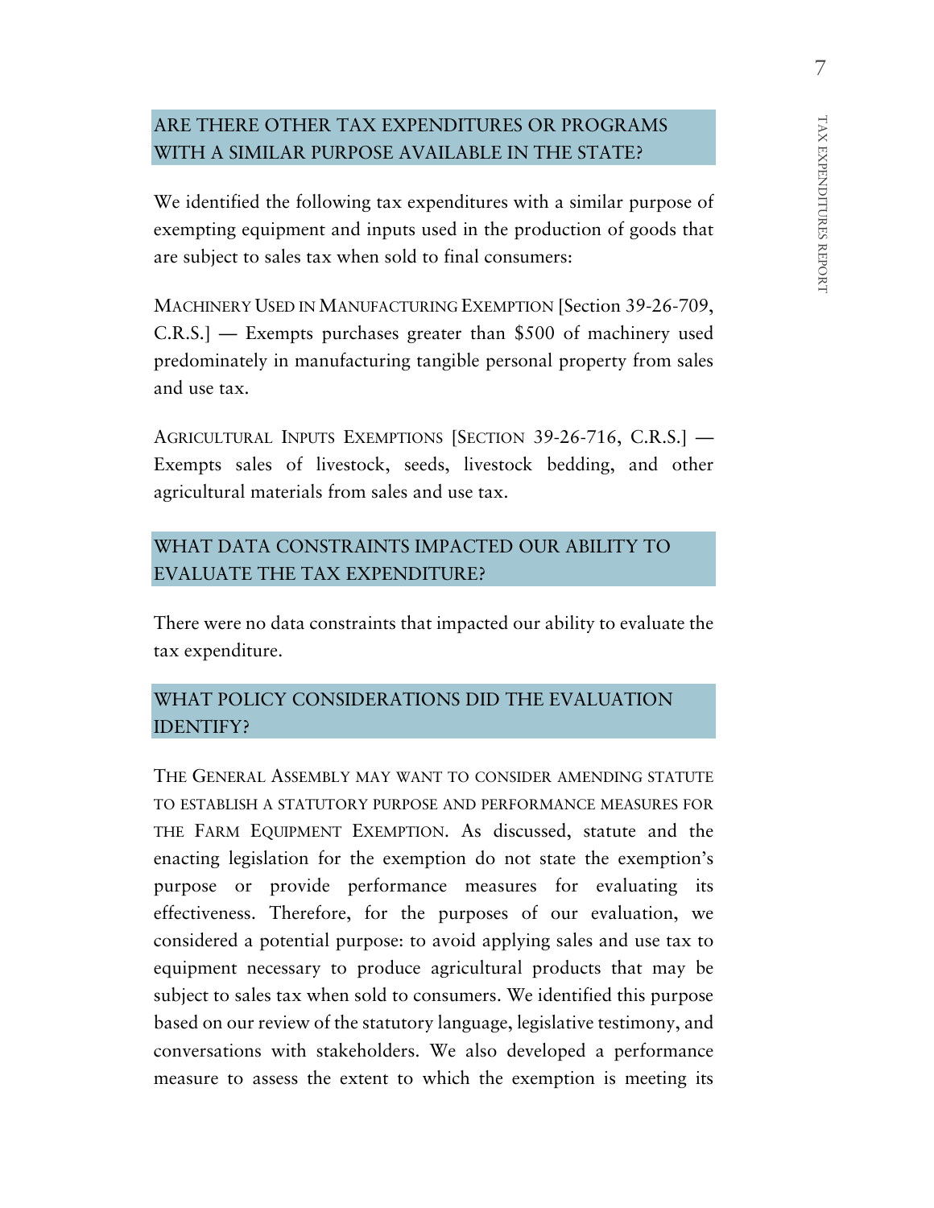## ARE THERE OTHER TAX EXPENDITURES OR PROGRAMS WITH A SIMILAR PURPOSE AVAILABLE IN THE STATE?

We identified the following tax expenditures with a similar purpose of exempting equipment and inputs used in the production of goods that are subject to sales tax when sold to final consumers:

MACHINERY USED IN MANUFACTURING EXEMPTION [Section 39-26-709, C.R.S.] — Exempts purchases greater than $500 of machinery used predominately in manufacturing tangible personal property from sales and use tax.

AGRICULTURAL INPUTS EXEMPTIONS [SECTION 39-26-716, C.R.S.] — Exempts sales of livestock, seeds, livestock bedding, and other agricultural materials from sales and use tax.

## WHAT DATA CONSTRAINTS IMPACTED OUR ABILITY TO EVALUATE THE TAX EXPENDITURE?

There were no data constraints that impacted our ability to evaluate the tax expenditure.

## WHAT POLICY CONSIDERATIONS DID THE EVALUATION IDENTIFY?

THE GENERAL ASSEMBLY MAY WANT TO CONSIDER AMENDING STATUTE TO ESTABLISH A STATUTORY PURPOSE AND PERFORMANCE MEASURES FOR THE FARM EQUIPMENT EXEMPTION. As discussed, statute and the enacting legislation for the exemption do not state the exemption's purpose or provide performance measures for evaluating its effectiveness. Therefore, for the purposes of our evaluation, we considered a potential purpose: to avoid applying sales and use tax to equipment necessary to produce agricultural products that may be subject to sales tax when sold to consumers. We identified this purpose based on our review of the statutory language, legislative testimony, and conversations with stakeholders. We also developed a performance measure to assess the extent to which the exemption is meeting its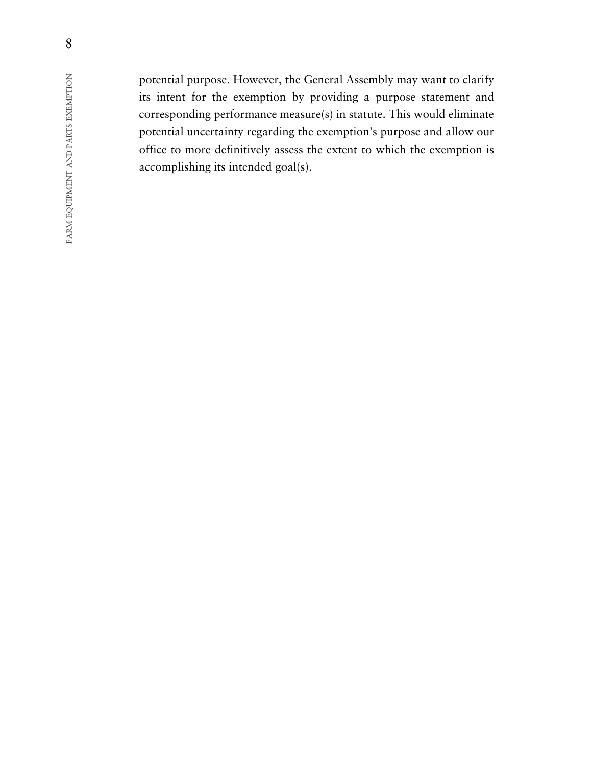potential purpose. However, the General Assembly may want to clarify its intent for the exemption by providing a purpose statement and corresponding performance measure(s) in statute. This would eliminate potential uncertainty regarding the exemption's purpose and allow our office to more definitively assess the extent to which the exemption is accomplishing its intended goal(s).